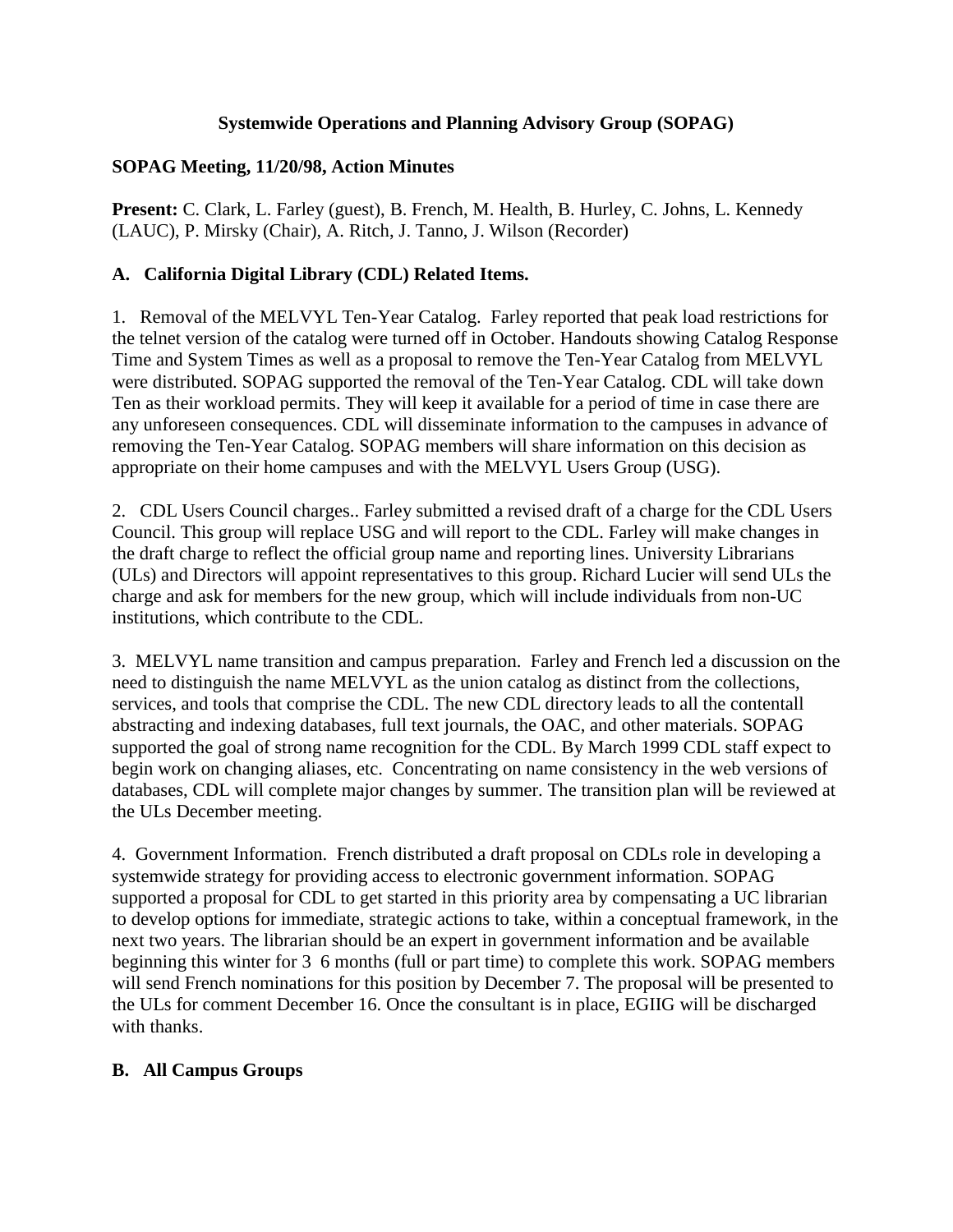**Systemwide Operations and Planning Advisory Group (SOPAG)**

**SOPAG Meeting, 11/20/98, Action Minutes**

**Present:** C. Clark, L. Farley (guest), B. French, M. Health, B. Hurley, C. Johns, L. Kennedy (LAUC), P. Mirsky (Chair), A. Ritch, J. Tanno, J. Wilson (Recorder)

## A. California Digital Library (CDL) Related Items.

1. Removal of the MELVYL Ten-Year Catalog. Farley reported that peak load restrictions for the telnet version of the catalog were turned off in October. Handouts showing Catalog Response Time and System Times as well as a proposal to remove the Ten-Year Catalog from MELVYL were distributed. SOPAG supported the removal of the Ten-Year Catalog. CDL will take down Ten as their workload permits. They will keep it available for a period of time in case there are any unforeseen consequences. CDL will disseminate information to the campuses in advance of removing the Ten-Year Catalog. SOPAG members will share information on this decision as appropriate on their home campuses and with the MELVYL Users Group (USG).

2. CDL Users Council charges.. Farley submitted a revised draft of a charge for the CDL Users Council. This group will replace USG and will report to the CDL. Farley will make changes in the draft charge to reflect the official group name and reporting lines. University Librarians (ULs) and Directors will appoint representatives to this group. Richard Lucier will send ULs the charge and ask for members for the new group, which will include individuals from non-UC institutions, which contribute to the CDL.

3. MELVYL name transition and campus preparation. Farley and French led a discussion on the need to distinguish the name MELVYL as the union catalog as distinct from the collections, services, and tools that comprise the CDL. The new CDL directory leads to all the contentall abstracting and indexing databases, full text journals, the OAC, and other materials. SOPAG supported the goal of strong name recognition for the CDL. By March 1999 CDL staff expect to begin work on changing aliases, etc. Concentrating on name consistency in the web versions of databases, CDL will complete major changes by summer. The transition plan will be reviewed at the ULs December meeting.

4. Government Information. French distributed a draft proposal on CDLs role in developing a systemwide strategy for providing access to electronic government information. SOPAG supported a proposal for CDL to get started in this priority area by compensating a UC librarian to develop options for immediate, strategic actions to take, within a conceptual framework, in the next two years. The librarian should be an expert in government information and be available beginning this winter for 3 6 months (full or part time) to complete this work. SOPAG members will send French nominations for this position by December 7. The proposal will be presented to the ULs for comment December 16. Once the consultant is in place, EGIIG will be discharged with thanks.

## B. All Campus Groups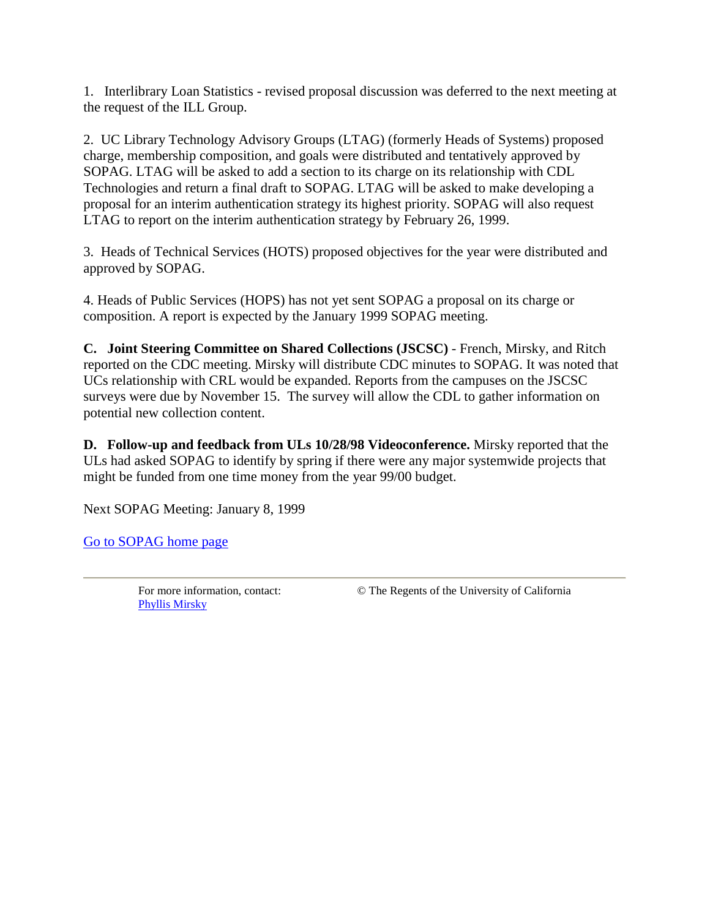1. Interlibrary Loan Statistics - revised proposal discussion was deferred to the next meeting at the request of the ILL Group.

2. UC Library Technology Advisory Groups (LTAG) (formerly Heads of Systems) proposed charge, membership composition, and goals were distributed and tentatively approved by SOPAG. LTAG will be asked to add a section to its charge on its relationship with CDL Technologies and return a final draft to SOPAG. LTAG will be asked to make developing a proposal for an interim authentication strategy its highest priority. SOPAG will also request LTAG to report on the interim authentication strategy by February 26, 1999.

3. Heads of Technical Services (HOTS) proposed objectives for the year were distributed and approved by SOPAG.

4. Heads of Public Services (HOPS) has not yet sent SOPAG a proposal on its charge or composition. A report is expected by the January 1999 SOPAG meeting.

**C. Joint Steering Committee on Shared Collections (JSCSC)** - French, Mirsky, and Ritch reported on the CDC meeting. Mirsky will distribute CDC minutes to SOPAG. It was noted that UCs relationship with CRL would be expanded. Reports from the campuses on the JSCSC surveys were due by November 15. The survey will allow the CDL to gather information on potential new collection content.

**D. Follow-up and feedback from ULs 10/28/98 Videoconference.** Mirsky reported that the ULs had asked SOPAG to identify by spring if there were any major systemwide projects that might be funded from one time money from the year 99/00 budget.

Next SOPAG Meeting: January 8, 1999

[Go to SOPAG home page]

---

For more information, contact: [Phyllis Mirsky]

© The Regents of the University of California